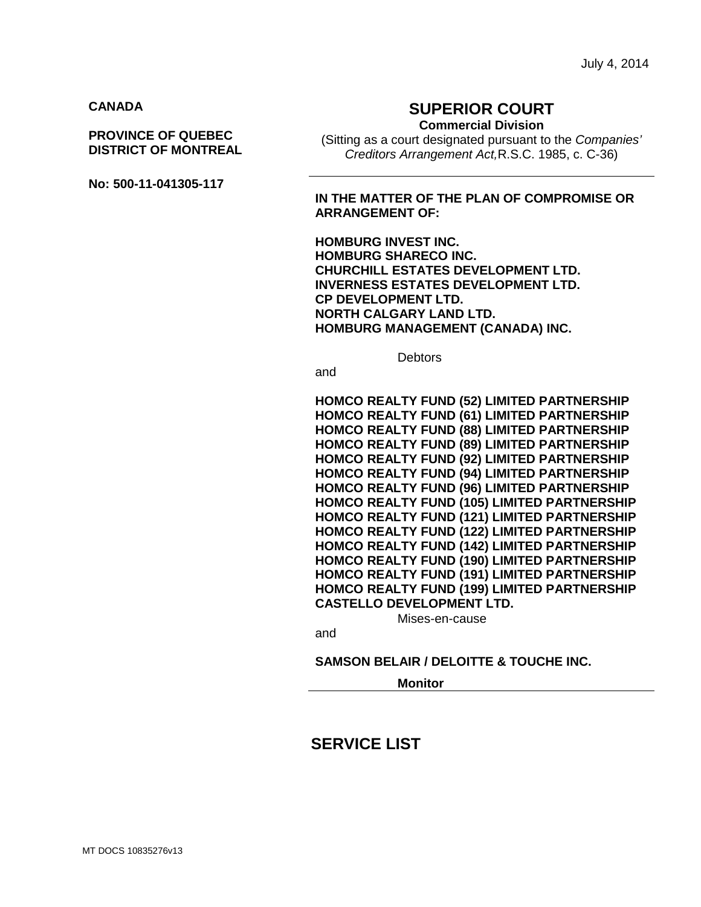July 4, 2014

**CANADA**

**PROVINCE OF QUEBEC**
**DISTRICT OF MONTREAL**

**No: 500-11-041305-117**

## SUPERIOR COURT

**Commercial Division**

(Sitting as a court designated pursuant to the *Companies' Creditors Arrangement Act,*R.S.C. 1985, c. C-36)

---

**IN THE MATTER OF THE PLAN OF COMPROMISE OR ARRANGEMENT OF:**

**HOMBURG INVEST INC.**
**HOMBURG SHARECO INC.**
**CHURCHILL ESTATES DEVELOPMENT LTD.**
**INVERNESS ESTATES DEVELOPMENT LTD.**
**CP DEVELOPMENT LTD.**
**NORTH CALGARY LAND LTD.**
**HOMBURG MANAGEMENT (CANADA) INC.**

Debtors

and

**HOMCO REALTY FUND (52) LIMITED PARTNERSHIP**
**HOMCO REALTY FUND (61) LIMITED PARTNERSHIP**
**HOMCO REALTY FUND (88) LIMITED PARTNERSHIP**
**HOMCO REALTY FUND (89) LIMITED PARTNERSHIP**
**HOMCO REALTY FUND (92) LIMITED PARTNERSHIP**
**HOMCO REALTY FUND (94) LIMITED PARTNERSHIP**
**HOMCO REALTY FUND (96) LIMITED PARTNERSHIP**
**HOMCO REALTY FUND (105) LIMITED PARTNERSHIP**
**HOMCO REALTY FUND (121) LIMITED PARTNERSHIP**
**HOMCO REALTY FUND (122) LIMITED PARTNERSHIP**
**HOMCO REALTY FUND (142) LIMITED PARTNERSHIP**
**HOMCO REALTY FUND (190) LIMITED PARTNERSHIP**
**HOMCO REALTY FUND (191) LIMITED PARTNERSHIP**
**HOMCO REALTY FUND (199) LIMITED PARTNERSHIP**
**CASTELLO DEVELOPMENT LTD.**

Mises-en-cause

and

**SAMSON BELAIR / DELOITTE & TOUCHE INC.**

**Monitor**

---

# SERVICE LIST

MT DOCS 10835276v13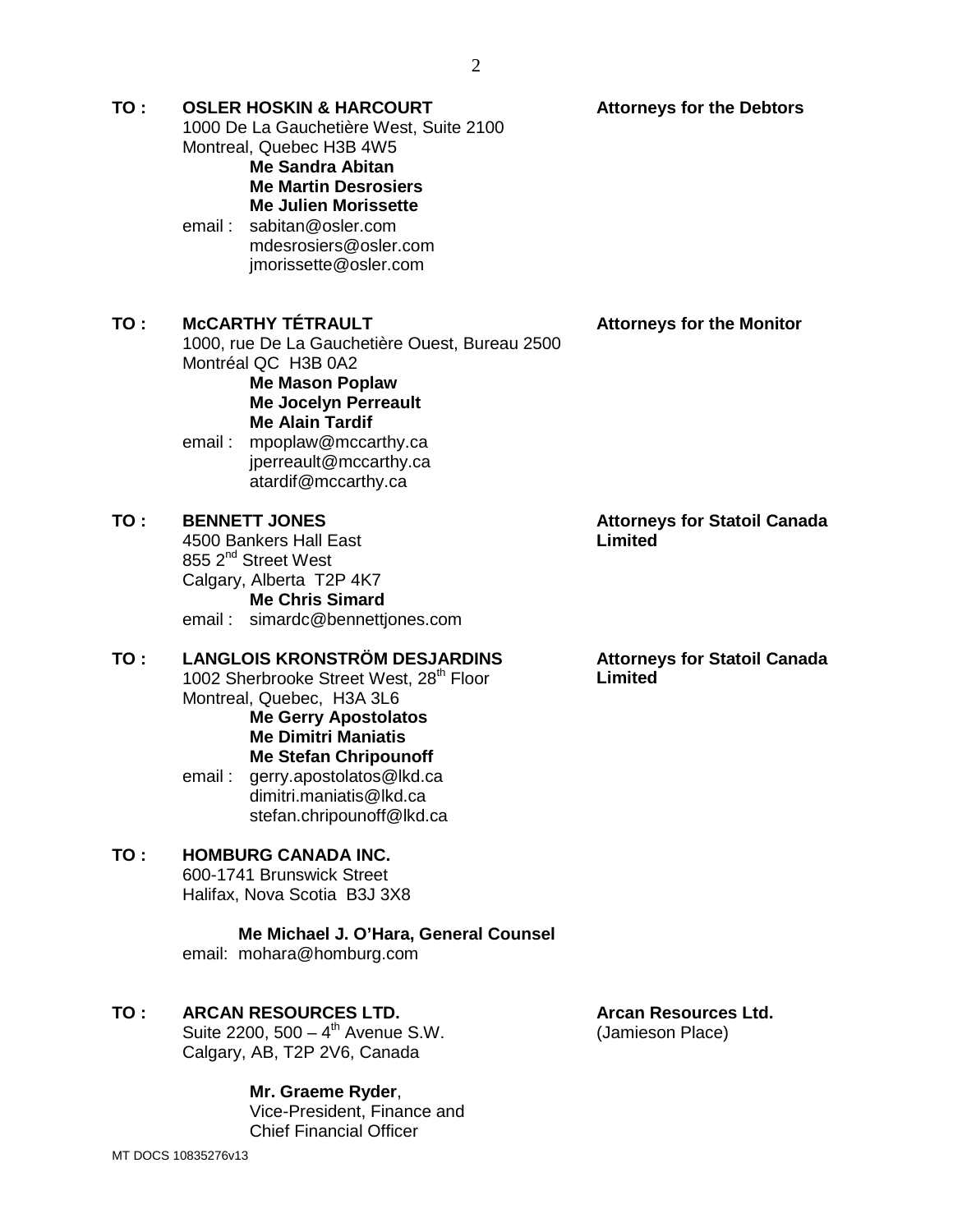**TO :** **OSLER HOSKIN & HARCOURT**
1000 De La Gauchetière West, Suite 2100
Montreal, Quebec H3B 4W5
**Me Sandra Abitan**
**Me Martin Desrosiers**
**Me Julien Morissette**
email : sabitan@osler.com
mdesrosiers@osler.com
jmorissette@osler.com

**Attorneys for the Debtors**

**TO :** **McCARTHY TÉTRAULT**
1000, rue De La Gauchetière Ouest, Bureau 2500
Montréal QC H3B 0A2
**Me Mason Poplaw**
**Me Jocelyn Perreault**
**Me Alain Tardif**
email : mpoplaw@mccarthy.ca
jperreault@mccarthy.ca
atardif@mccarthy.ca

**Attorneys for the Monitor**

**TO :** **BENNETT JONES**
4500 Bankers Hall East
855 2nd Street West
Calgary, Alberta T2P 4K7
**Me Chris Simard**
email : simardc@bennettjones.com

**Attorneys for Statoil Canada Limited**

**TO :** **LANGLOIS KRONSTRÖM DESJARDINS**
1002 Sherbrooke Street West, 28th Floor
Montreal, Quebec, H3A 3L6
**Me Gerry Apostolatos**
**Me Dimitri Maniatis**
**Me Stefan Chripounoff**
email : gerry.apostolatos@lkd.ca
dimitri.maniatis@lkd.ca
stefan.chripounoff@lkd.ca

**Attorneys for Statoil Canada Limited**

**TO :** **HOMBURG CANADA INC.**
600-1741 Brunswick Street
Halifax, Nova Scotia B3J 3X8

**Me Michael J. O'Hara, General Counsel**
email: mohara@homburg.com

**TO :** **ARCAN RESOURCES LTD.**
Suite 2200, 500 – 4th Avenue S.W.
Calgary, AB, T2P 2V6, Canada

**Mr. Graeme Ryder**,
Vice-President, Finance and
Chief Financial Officer

**Arcan Resources Ltd.**
(Jamieson Place)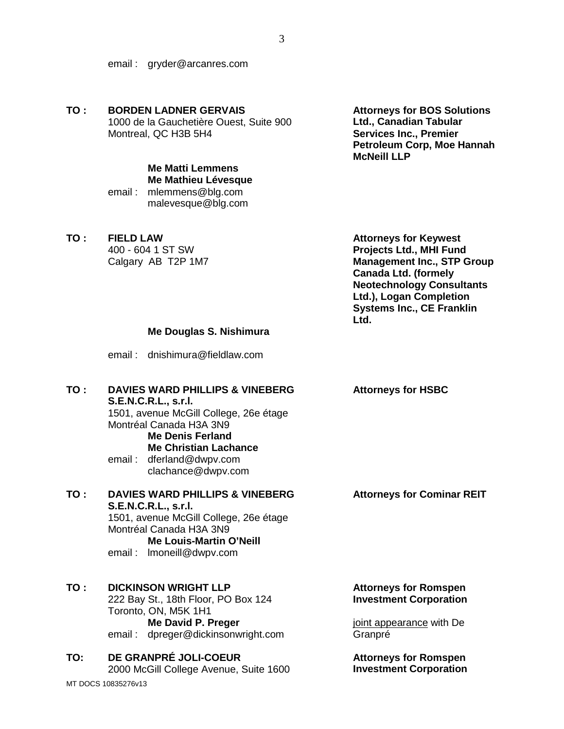email : gryder@arcanres.com

**TO : BORDEN LADNER GERVAIS**
1000 de la Gauchetière Ouest, Suite 900
Montreal, QC H3B 5H4

**Me Matti Lemmens**
**Me Mathieu Lévesque**
email : mlemmens@blg.com
malevesque@blg.com

**Attorneys for BOS Solutions Ltd., Canadian Tabular Services Inc., Premier Petroleum Corp, Moe Hannah McNeill LLP**

**TO : FIELD LAW**
400 - 604 1 ST SW
Calgary AB T2P 1M7

**Me Douglas S. Nishimura**

email : dnishimura@fieldlaw.com

**Attorneys for Keywest Projects Ltd., MHI Fund Management Inc., STP Group Canada Ltd. (formely Neotechnology Consultants Ltd.), Logan Completion Systems Inc., CE Franklin Ltd.**

**TO : DAVIES WARD PHILLIPS & VINEBERG S.E.N.C.R.L., s.r.l.**
1501, avenue McGill College, 26e étage
Montréal Canada H3A 3N9
**Me Denis Ferland**
**Me Christian Lachance**
email : dferland@dwpv.com
clachance@dwpv.com

**Attorneys for HSBC**

**TO : DAVIES WARD PHILLIPS & VINEBERG S.E.N.C.R.L., s.r.l.**
1501, avenue McGill College, 26e étage
Montréal Canada H3A 3N9
**Me Louis-Martin O'Neill**
email : lmoneill@dwpv.com

**Attorneys for Cominar REIT**

**TO : DICKINSON WRIGHT LLP**
222 Bay St., 18th Floor, PO Box 124
Toronto, ON, M5K 1H1
**Me David P. Preger**
email : dpreger@dickinsonwright.com

**Attorneys for Romspen Investment Corporation**

joint appearance with De Granpré

**TO: DE GRANPRÉ JOLI-COEUR**
2000 McGill College Avenue, Suite 1600

**Attorneys for Romspen Investment Corporation**

MT DOCS 10835276v13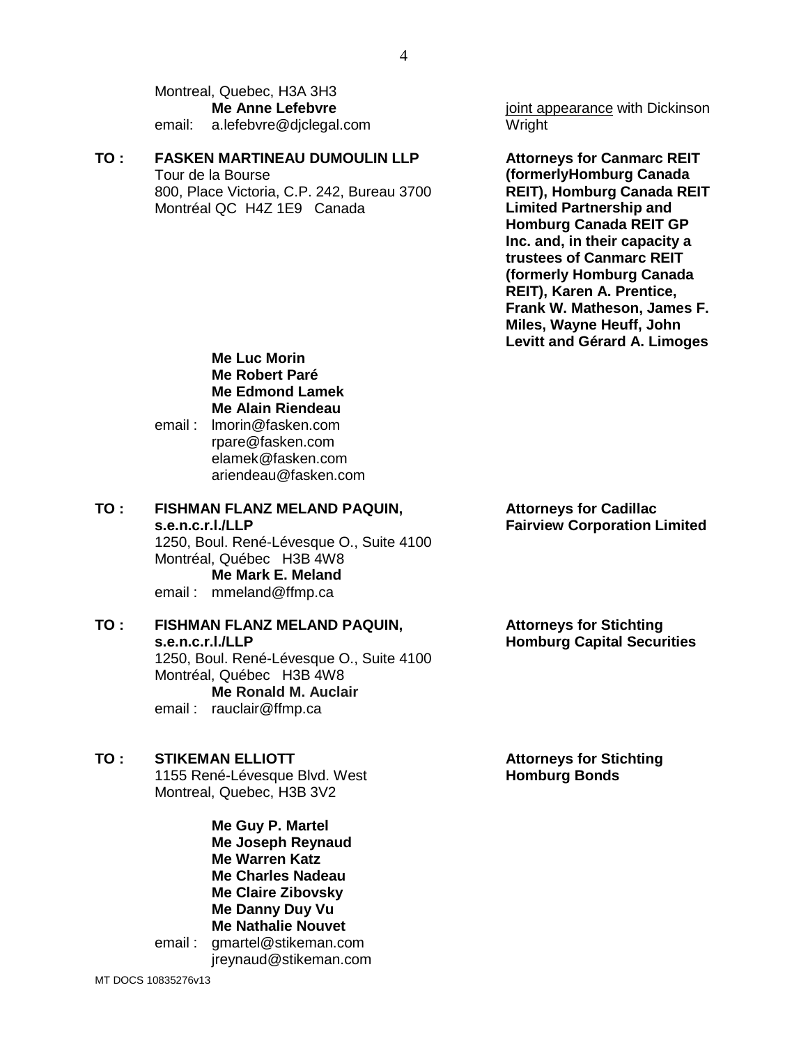Montreal, Quebec, H3A 3H3
**Me Anne Lefebvre**
email: a.lefebvre@djclegal.com

joint appearance with Dickinson Wright

**TO : FASKEN MARTINEAU DUMOULIN LLP**
Tour de la Bourse
800, Place Victoria, C.P. 242, Bureau 3700
Montréal QC H4Z 1E9 Canada

**Attorneys for Canmarc REIT (formerlyHomburg Canada REIT), Homburg Canada REIT Limited Partnership and Homburg Canada REIT GP Inc. and, in their capacity a trustees of Canmarc REIT (formerly Homburg Canada REIT), Karen A. Prentice, Frank W. Matheson, James F. Miles, Wayne Heuff, John Levitt and Gérard A. Limoges**

**Me Luc Morin**
**Me Robert Paré**
**Me Edmond Lamek**
**Me Alain Riendeau**
email : lmorin@fasken.com
rpare@fasken.com
elamek@fasken.com
ariendeau@fasken.com

**TO : FISHMAN FLANZ MELAND PAQUIN, s.e.n.c.r.l./LLP**
1250, Boul. René-Lévesque O., Suite 4100
Montréal, Québec H3B 4W8
**Me Mark E. Meland**
email : mmeland@ffmp.ca

**Attorneys for Cadillac Fairview Corporation Limited**

**TO : FISHMAN FLANZ MELAND PAQUIN, s.e.n.c.r.l./LLP**
1250, Boul. René-Lévesque O., Suite 4100
Montréal, Québec H3B 4W8
**Me Ronald M. Auclair**
email : rauclair@ffmp.ca

**Attorneys for Stichting Homburg Capital Securities**

**TO : STIKEMAN ELLIOTT**
1155 René-Lévesque Blvd. West
Montreal, Quebec, H3B 3V2

**Attorneys for Stichting Homburg Bonds**

**Me Guy P. Martel**
**Me Joseph Reynaud**
**Me Warren Katz**
**Me Charles Nadeau**
**Me Claire Zibovsky**
**Me Danny Duy Vu**
**Me Nathalie Nouvet**
email : gmartel@stikeman.com
jreynaud@stikeman.com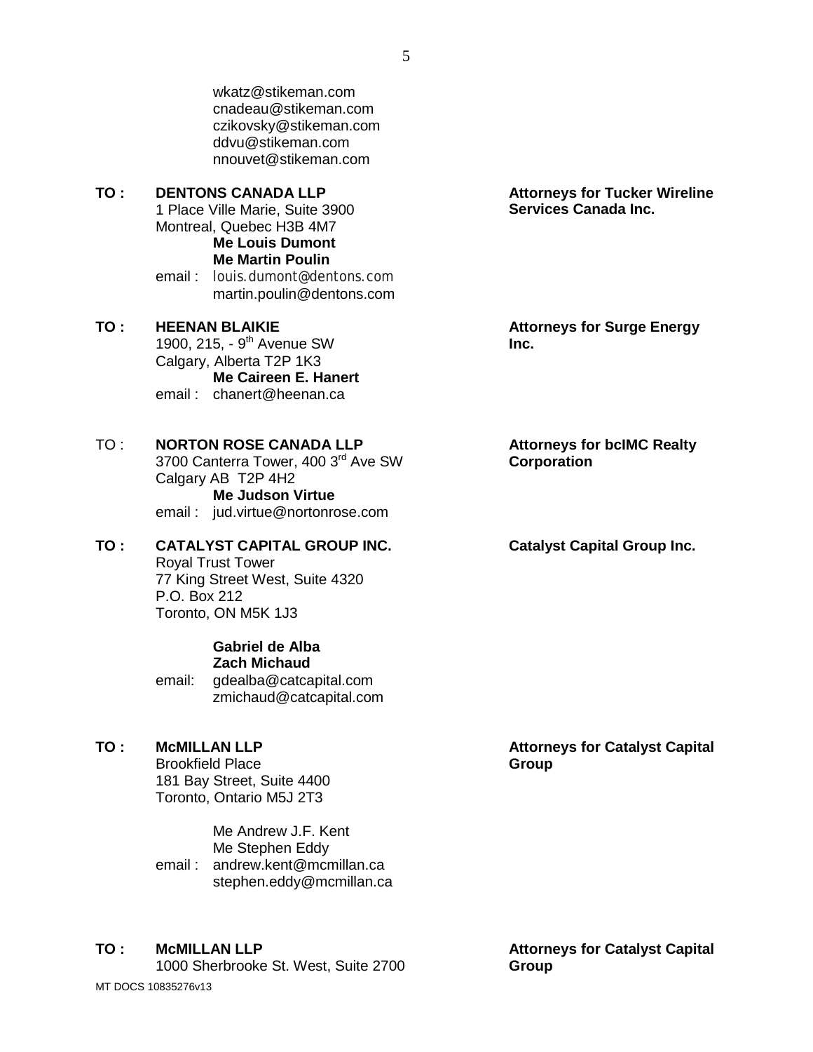wkatz@stikeman.com
cnadeau@stikeman.com
czikovsky@stikeman.com
ddvu@stikeman.com
nnouvet@stikeman.com

**TO :** **DENTONS CANADA LLP**
1 Place Ville Marie, Suite 3900
Montreal, Quebec H3B 4M7
**Me Louis Dumont**
**Me Martin Poulin**
email : louis.dumont@dentons.com
martin.poulin@dentons.com

**Attorneys for Tucker Wireline Services Canada Inc.**

**TO :** **HEENAN BLAIKIE**
1900, 215, - 9th Avenue SW
Calgary, Alberta T2P 1K3
**Me Caireen E. Hanert**
email : chanert@heenan.ca

**Attorneys for Surge Energy Inc.**

TO : **NORTON ROSE CANADA LLP**
3700 Canterra Tower, 400 3rd Ave SW
Calgary AB T2P 4H2
**Me Judson Virtue**
email : jud.virtue@nortonrose.com

**Attorneys for bcIMC Realty Corporation**

**TO :** **CATALYST CAPITAL GROUP INC.**
Royal Trust Tower
77 King Street West, Suite 4320
P.O. Box 212
Toronto, ON M5K 1J3

**Gabriel de Alba**
**Zach Michaud**
email: gdealba@catcapital.com
zmichaud@catcapital.com

**Catalyst Capital Group Inc.**

**TO :** **McMILLAN LLP**
Brookfield Place
181 Bay Street, Suite 4400
Toronto, Ontario M5J 2T3

Me Andrew J.F. Kent
Me Stephen Eddy
email : andrew.kent@mcmillan.ca
stephen.eddy@mcmillan.ca

**Attorneys for Catalyst Capital Group**

**TO :** **McMILLAN LLP**
1000 Sherbrooke St. West, Suite 2700

**Attorneys for Catalyst Capital Group**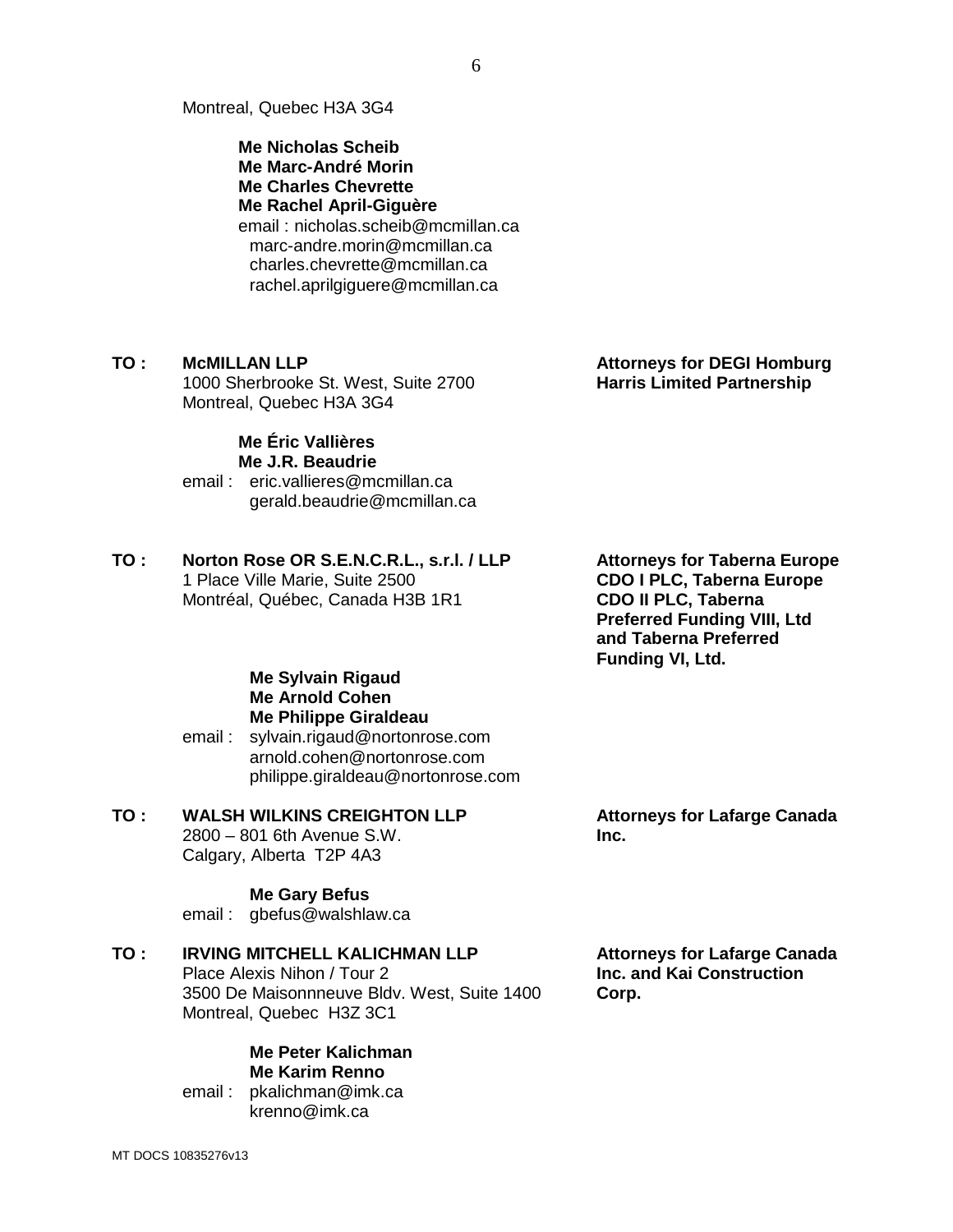Montreal, Quebec H3A 3G4

**Me Nicholas Scheib**
**Me Marc-André Morin**
**Me Charles Chevrette**
**Me Rachel April-Giguère**
email : nicholas.scheib@mcmillan.ca
marc-andre.morin@mcmillan.ca
charles.chevrette@mcmillan.ca
rachel.aprilgiguere@mcmillan.ca

**TO :** **McMILLAN LLP**
1000 Sherbrooke St. West, Suite 2700
Montreal, Quebec H3A 3G4

**Attorneys for DEGI Homburg Harris Limited Partnership**

**Me Éric Vallières**
**Me J.R. Beaudrie**
email : eric.vallieres@mcmillan.ca
gerald.beaudrie@mcmillan.ca

**TO :** **Norton Rose OR S.E.N.C.R.L., s.r.l. / LLP**
1 Place Ville Marie, Suite 2500
Montréal, Québec, Canada H3B 1R1

**Attorneys for Taberna Europe CDO I PLC, Taberna Europe CDO II PLC, Taberna Preferred Funding VIII, Ltd and Taberna Preferred Funding VI, Ltd.**

**Me Sylvain Rigaud**
**Me Arnold Cohen**
**Me Philippe Giraldeau**
email : sylvain.rigaud@nortonrose.com
arnold.cohen@nortonrose.com
philippe.giraldeau@nortonrose.com

**TO :** **WALSH WILKINS CREIGHTON LLP**
2800 – 801 6th Avenue S.W.
Calgary, Alberta T2P 4A3

**Attorneys for Lafarge Canada Inc.**

**Me Gary Befus**
email : gbefus@walshlaw.ca

**TO :** **IRVING MITCHELL KALICHMAN LLP**
Place Alexis Nihon / Tour 2
3500 De Maisonnneuve Bldv. West, Suite 1400
Montreal, Quebec H3Z 3C1

**Attorneys for Lafarge Canada Inc. and Kai Construction Corp.**

**Me Peter Kalichman**
**Me Karim Renno**
email : pkalichman@imk.ca
krenno@imk.ca

MT DOCS 10835276v13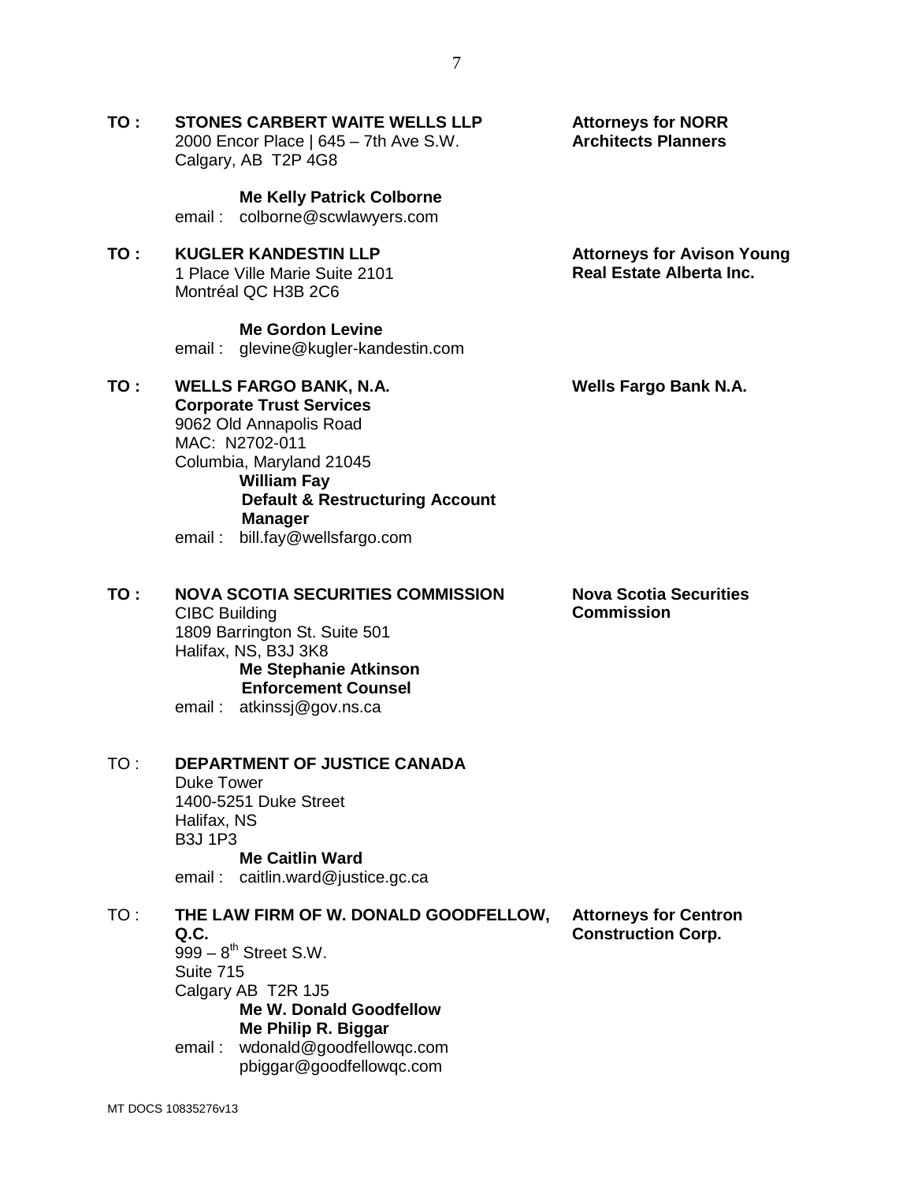**TO :** **STONES CARBERT WAITE WELLS LLP**
2000 Encor Place | 645 – 7th Ave S.W.
Calgary, AB T2P 4G8

**Me Kelly Patrick Colborne**
email : colborne@scwlawyers.com

**Attorneys for NORR Architects Planners**

**TO :** **KUGLER KANDESTIN LLP**
1 Place Ville Marie Suite 2101
Montréal QC H3B 2C6

**Me Gordon Levine**
email : glevine@kugler-kandestin.com

**Attorneys for Avison Young Real Estate Alberta Inc.**

**TO :** **WELLS FARGO BANK, N.A.**
**Corporate Trust Services**
9062 Old Annapolis Road
MAC: N2702-011
Columbia, Maryland 21045
**William Fay**
**Default & Restructuring Account Manager**
email : bill.fay@wellsfargo.com

**Wells Fargo Bank N.A.**

**TO :** **NOVA SCOTIA SECURITIES COMMISSION**
CIBC Building
1809 Barrington St. Suite 501
Halifax, NS, B3J 3K8
**Me Stephanie Atkinson**
**Enforcement Counsel**
email : atkinssj@gov.ns.ca

**Nova Scotia Securities Commission**

TO : **DEPARTMENT OF JUSTICE CANADA**
Duke Tower
1400-5251 Duke Street
Halifax, NS
B3J 1P3
**Me Caitlin Ward**
email : caitlin.ward@justice.gc.ca

TO : **THE LAW FIRM OF W. DONALD GOODFELLOW, Q.C.**
999 – 8th Street S.W.
Suite 715
Calgary AB T2R 1J5
**Me W. Donald Goodfellow**
**Me Philip R. Biggar**
email : wdonald@goodfellowqc.com
pbiggar@goodfellowqc.com

**Attorneys for Centron Construction Corp.**

MT DOCS 10835276v13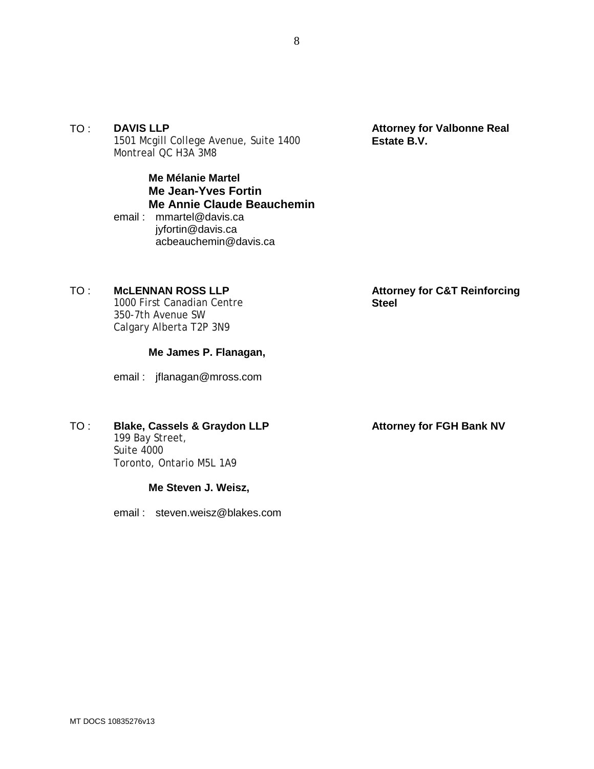TO : **DAVIS LLP**
1501 Mcgill College Avenue, Suite 1400
Montreal QC H3A 3M8

**Attorney for Valbonne Real Estate B.V.**

**Me Mélanie Martel**
**Me Jean-Yves Fortin**
**Me Annie Claude Beauchemin**

email : mmartel@davis.ca
jyfortin@davis.ca
acbeauchemin@davis.ca

TO : **McLENNAN ROSS LLP**
1000 First Canadian Centre
350-7th Avenue SW
Calgary Alberta T2P 3N9

**Attorney for C&T Reinforcing Steel**

**Me James P. Flanagan,**

email : jflanagan@mross.com

TO : **Blake, Cassels & Graydon LLP**
199 Bay Street,
Suite 4000
Toronto, Ontario M5L 1A9

**Attorney for FGH Bank NV**

**Me Steven J. Weisz,**

email : steven.weisz@blakes.com

MT DOCS 10835276v13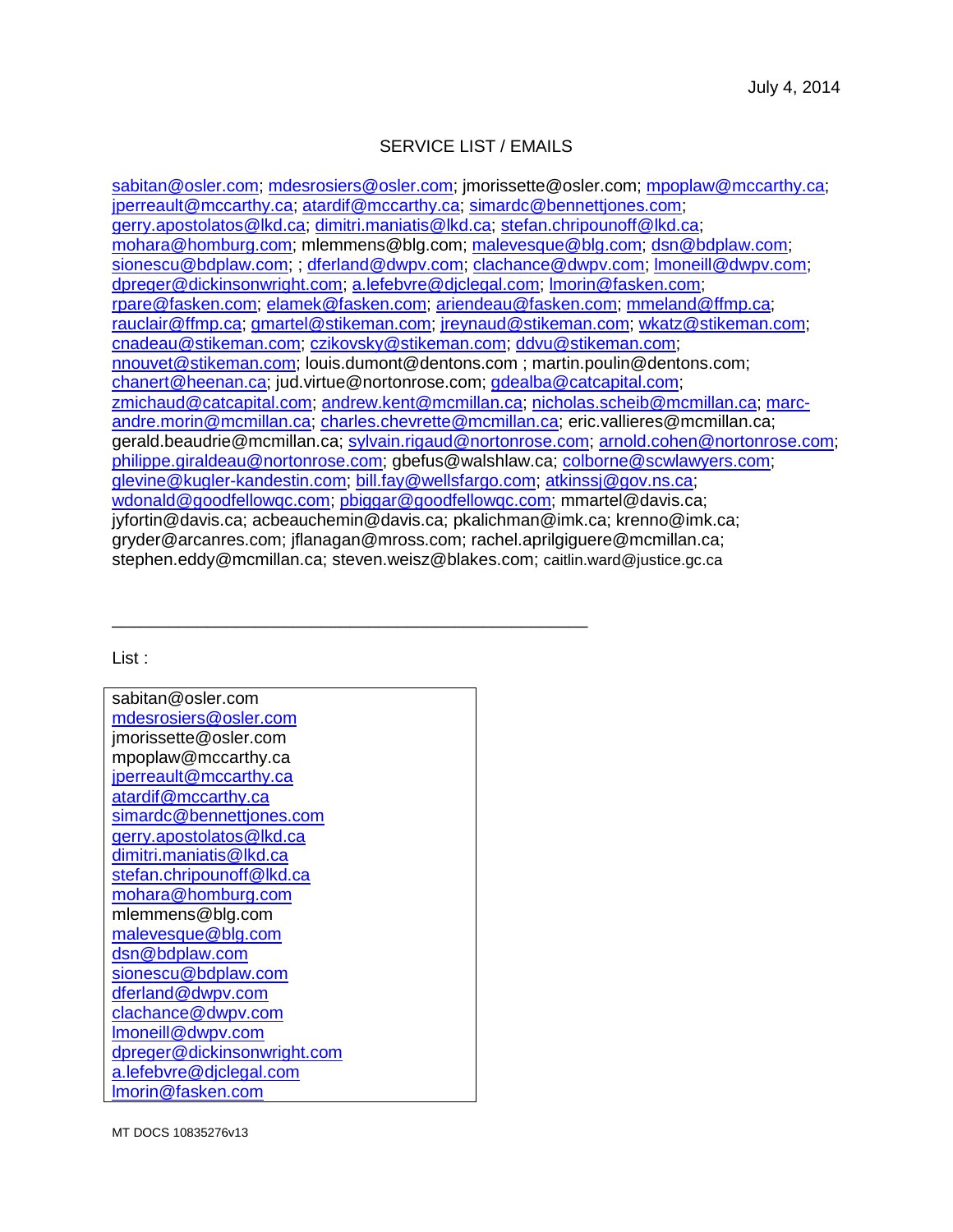July 4, 2014

SERVICE LIST / EMAILS

sabitan@osler.com; mdesrosiers@osler.com; jmorissette@osler.com; mpoplaw@mccarthy.ca; jperreault@mccarthy.ca; atardif@mccarthy.ca; simardc@bennettjones.com; gerry.apostolatos@lkd.ca; dimitri.maniatis@lkd.ca; stefan.chripounoff@lkd.ca; mohara@homburg.com; mlemmens@blg.com; malevesque@blg.com; dsn@bdplaw.com; sionescu@bdplaw.com; ; dferland@dwpv.com; clachance@dwpv.com; lmoneill@dwpv.com; dpreger@dickinsonwright.com; a.lefebvre@djclegal.com; lmorin@fasken.com; rpare@fasken.com; elamek@fasken.com; ariendeau@fasken.com; mmeland@ffmp.ca; rauclair@ffmp.ca; gmartel@stikeman.com; jreynaud@stikeman.com; wkatz@stikeman.com; cnadeau@stikeman.com; czikovsky@stikeman.com; ddvu@stikeman.com; nnouvet@stikeman.com; louis.dumont@dentons.com ; martin.poulin@dentons.com; chanert@heenan.ca; jud.virtue@nortonrose.com; gdealba@catcapital.com; zmichaud@catcapital.com; andrew.kent@mcmillan.ca; nicholas.scheib@mcmillan.ca; marc-andre.morin@mcmillan.ca; charles.chevrette@mcmillan.ca; eric.vallieres@mcmillan.ca; gerald.beaudrie@mcmillan.ca; sylvain.rigaud@nortonrose.com; arnold.cohen@nortonrose.com; philippe.giraldeau@nortonrose.com; gbefus@walshlaw.ca; colborne@scwlawyers.com; glevine@kugler-kandestin.com; bill.fay@wellsfargo.com; atkinssj@gov.ns.ca; wdonald@goodfellowqc.com; pbiggar@goodfellowqc.com; mmartel@davis.ca; jyfortin@davis.ca; acbeauchemin@davis.ca; pkalichman@imk.ca; krenno@imk.ca; gryder@arcanres.com; jflanagan@mross.com; rachel.aprilgiguere@mcmillan.ca; stephen.eddy@mcmillan.ca; steven.weisz@blakes.com; caitlin.ward@justice.gc.ca

---

List :

| |
|---|
| sabitan@osler.com |
| mdesrosiers@osler.com |
| jmorissette@osler.com |
| mpoplaw@mccarthy.ca |
| jperreault@mccarthy.ca |
| atardif@mccarthy.ca |
| simardc@bennettjones.com |
| gerry.apostolatos@lkd.ca |
| dimitri.maniatis@lkd.ca |
| stefan.chripounoff@lkd.ca |
| mohara@homburg.com |
| mlemmens@blg.com |
| malevesque@blg.com |
| dsn@bdplaw.com |
| sionescu@bdplaw.com |
| dferland@dwpv.com |
| clachance@dwpv.com |
| lmoneill@dwpv.com |
| dpreger@dickinsonwright.com |
| a.lefebvre@djclegal.com |
| lmorin@fasken.com |

MT DOCS 10835276v13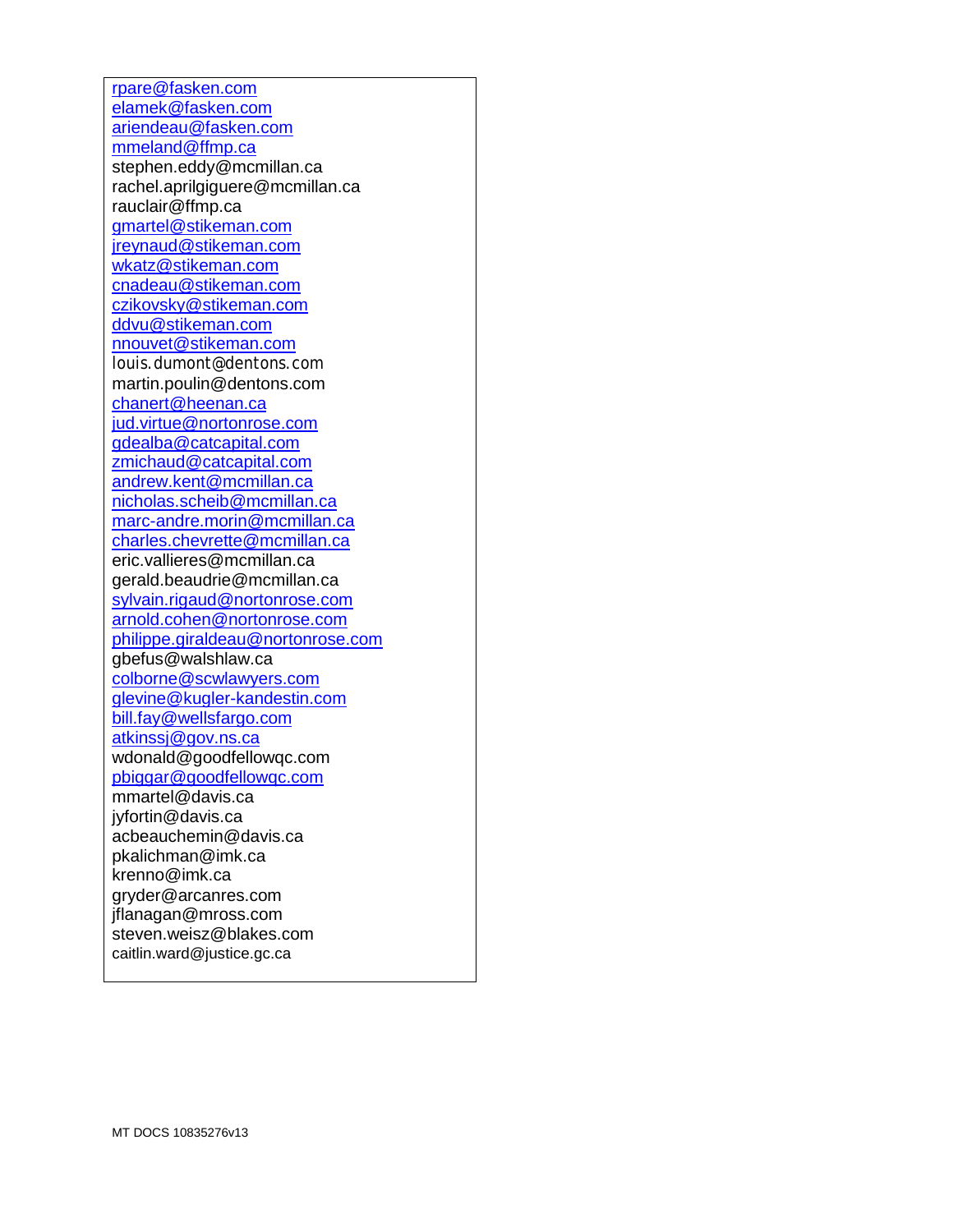rpare@fasken.com
elamek@fasken.com
ariendeau@fasken.com
mmeland@ffmp.ca
stephen.eddy@mcmillan.ca
rachel.aprilgiguere@mcmillan.ca
rauclair@ffmp.ca
gmartel@stikeman.com
jreynaud@stikeman.com
wkatz@stikeman.com
cnadeau@stikeman.com
czikovsky@stikeman.com
ddvu@stikeman.com
nnouvet@stikeman.com
louis.dumont@dentons.com
martin.poulin@dentons.com
chanert@heenan.ca
jud.virtue@nortonrose.com
gdealba@catcapital.com
zmichaud@catcapital.com
andrew.kent@mcmillan.ca
nicholas.scheib@mcmillan.ca
marc-andre.morin@mcmillan.ca
charles.chevrette@mcmillan.ca
eric.vallieres@mcmillan.ca
gerald.beaudrie@mcmillan.ca
sylvain.rigaud@nortonrose.com
arnold.cohen@nortonrose.com
philippe.giraldeau@nortonrose.com
gbefus@walshlaw.ca
colborne@scwlawyers.com
glevine@kugler-kandestin.com
bill.fay@wellsfargo.com
atkinssj@gov.ns.ca
wdonald@goodfellowqc.com
pbiggar@goodfellowqc.com
mmartel@davis.ca
jyfortin@davis.ca
acbeauchemin@davis.ca
pkalichman@imk.ca
krenno@imk.ca
gryder@arcanres.com
jflanagan@mross.com
steven.weisz@blakes.com
caitlin.ward@justice.gc.ca

MT DOCS 10835276v13